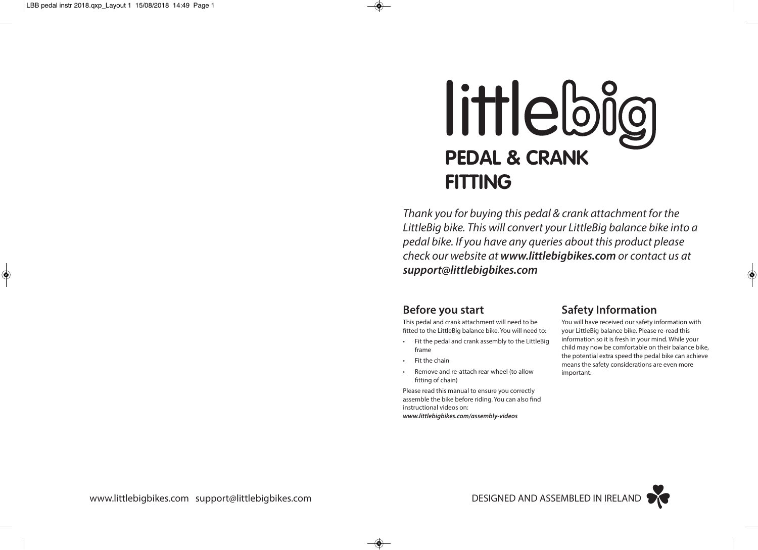# littlebig

## PEDAL & CRANK FITTING

*Thank you for buying this pedal & crank attachment for the LittleBig bike. This will convert your LittleBig balance bike into a pedal bike. If you have any queries about this product please check our website at **www.littlebigbikes.com** or contact us at **support@littlebigbikes.com***

### Before you start

This pedal and crank attachment will need to be fitted to the LittleBig balance bike. You will need to:

- Fit the pedal and crank assembly to the LittleBig frame
- Fit the chain
- Remove and re-attach rear wheel (to allow fitting of chain)

Please read this manual to ensure you correctly assemble the bike before riding. You can also find instructional videos on:
***www.littlebigbikes.com/assembly-videos***

### Safety Information

You will have received our safety information with your LittleBig balance bike. Please re-read this information so it is fresh in your mind. While your child may now be comfortable on their balance bike, the potential extra speed the pedal bike can achieve means the safety considerations are even more important.

www.littlebigbikes.com support@littlebigbikes.com

DESIGNED AND ASSEMBLED IN IRELAND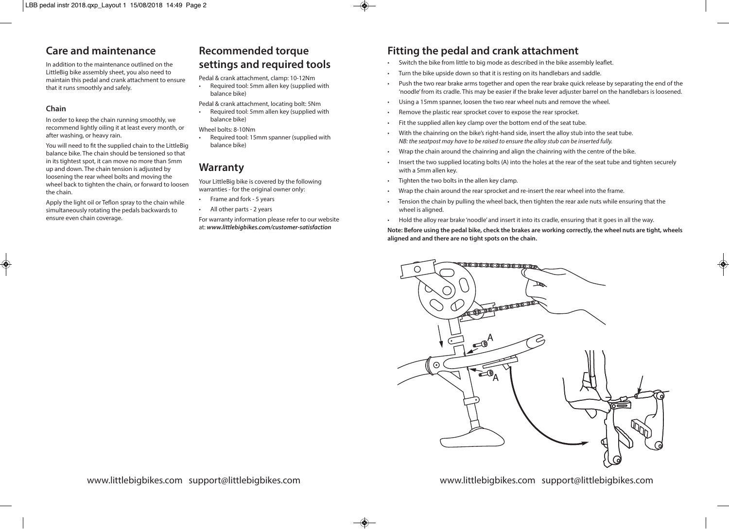## Care and maintenance

In addition to the maintenance outlined on the LittleBig bike assembly sheet, you also need to maintain this pedal and crank attachment to ensure that it runs smoothly and safely.

### Chain

In order to keep the chain running smoothly, we recommend lightly oiling it at least every month, or after washing, or heavy rain.

You will need to fit the supplied chain to the LittleBig balance bike. The chain should be tensioned so that in its tightest spot, it can move no more than 5mm up and down. The chain tension is adjusted by loosening the rear wheel bolts and moving the wheel back to tighten the chain, or forward to loosen the chain.

Apply the light oil or Teflon spray to the chain while simultaneously rotating the pedals backwards to ensure even chain coverage.

## Recommended torque settings and required tools

Pedal & crank attachment, clamp: 10-12Nm

- Required tool: 5mm allen key (supplied with balance bike)

Pedal & crank attachment, locating bolt: 5Nm

- Required tool: 5mm allen key (supplied with balance bike)

Wheel bolts: 8-10Nm

- Required tool: 15mm spanner (supplied with balance bike)

## Warranty

Your LittleBig bike is covered by the following warranties - for the original owner only:

- Frame and fork - 5 years
- All other parts - 2 years

For warranty information please refer to our website at: ***www.littlebigbikes.com/customer-satisfaction***

## Fitting the pedal and crank attachment

- Switch the bike from little to big mode as described in the bike assembly leaflet.
- Turn the bike upside down so that it is resting on its handlebars and saddle.
- Push the two rear brake arms together and open the rear brake quick release by separating the end of the 'noodle' from its cradle. This may be easier if the brake lever adjuster barrel on the handlebars is loosened.
- Using a 15mm spanner, loosen the two rear wheel nuts and remove the wheel.
- Remove the plastic rear sprocket cover to expose the rear sprocket.
- Fit the supplied allen key clamp over the bottom end of the seat tube.
- With the chainring on the bike's right-hand side, insert the alloy stub into the seat tube.
  *NB: the seatpost may have to be raised to ensure the alloy stub can be inserted fully.*
- Wrap the chain around the chainring and align the chainring with the centre of the bike.
- Insert the two supplied locating bolts (A) into the holes at the rear of the seat tube and tighten securely with a 5mm allen key.
- Tighten the two bolts in the allen key clamp.
- Wrap the chain around the rear sprocket and re-insert the rear wheel into the frame.
- Tension the chain by pulling the wheel back, then tighten the rear axle nuts while ensuring that the wheel is aligned.
- Hold the alloy rear brake 'noodle' and insert it into its cradle, ensuring that it goes in all the way.

**Note: Before using the pedal bike, check the brakes are working correctly, the wheel nuts are tight, wheels aligned and and there are no tight spots on the chain.**

A

A

www.littlebigbikes.com support@littlebigbikes.com